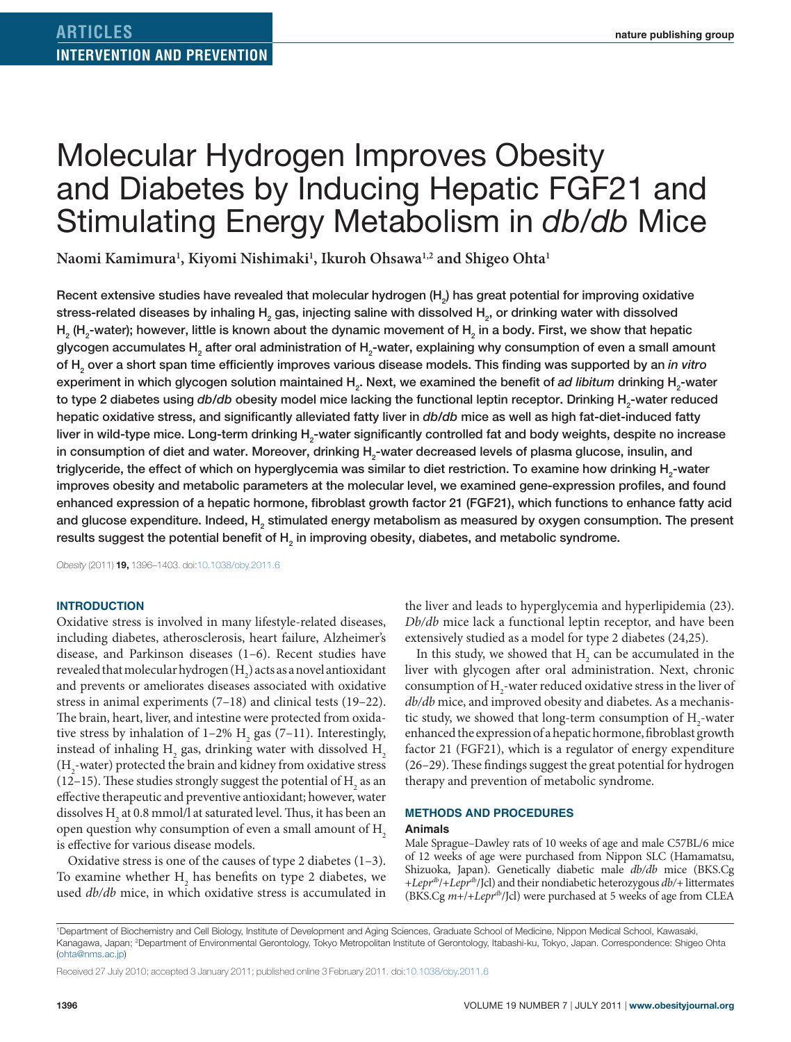ARTICLES

INTERVENTION AND PREVENTION

# Molecular Hydrogen Improves Obesity and Diabetes by Inducing Hepatic FGF21 and Stimulating Energy Metabolism in *db/db* Mice

**Naomi Kamimura[1], Kiyomi Nishimaki[1], Ikuroh Ohsawa[1,2] and Shigeo Ohta[1]**

**Recent extensive studies have revealed that molecular hydrogen ($H_2$) has great potential for improving oxidative stress-related diseases by inhaling $H_2$ gas, injecting saline with dissolved $H_2$, or drinking water with dissolved $H_2$ ($H_2$-water); however, little is known about the dynamic movement of $H_2$ in a body. First, we show that hepatic glycogen accumulates $H_2$ after oral administration of $H_2$-water, explaining why consumption of even a small amount of $H_2$ over a short span time efficiently improves various disease models. This finding was supported by an *in vitro* experiment in which glycogen solution maintained $H_2$. Next, we examined the benefit of *ad libitum* drinking $H_2$-water to type 2 diabetes using *db/db* obesity model mice lacking the functional leptin receptor. Drinking $H_2$-water reduced hepatic oxidative stress, and significantly alleviated fatty liver in *db/db* mice as well as high fat-diet-induced fatty liver in wild-type mice. Long-term drinking $H_2$-water significantly controlled fat and body weights, despite no increase in consumption of diet and water. Moreover, drinking $H_2$-water decreased levels of plasma glucose, insulin, and triglyceride, the effect of which on hyperglycemia was similar to diet restriction. To examine how drinking $H_2$-water improves obesity and metabolic parameters at the molecular level, we examined gene-expression profiles, and found enhanced expression of a hepatic hormone, fibroblast growth factor 21 (FGF21), which functions to enhance fatty acid and glucose expenditure. Indeed, $H_2$ stimulated energy metabolism as measured by oxygen consumption. The present results suggest the potential benefit of $H_2$ in improving obesity, diabetes, and metabolic syndrome.**

*Obesity* (2011) **19,** 1396–1403. doi:10.1038/oby.2011.6

## INTRODUCTION

Oxidative stress is involved in many lifestyle-related diseases, including diabetes, atherosclerosis, heart failure, Alzheimer's disease, and Parkinson diseases (1–6). Recent studies have revealed that molecular hydrogen ($H_2$) acts as a novel antioxidant and prevents or ameliorates diseases associated with oxidative stress in animal experiments (7–18) and clinical tests (19–22). The brain, heart, liver, and intestine were protected from oxidative stress by inhalation of 1–2% $H_2$ gas (7–11). Interestingly, instead of inhaling $H_2$ gas, drinking water with dissolved $H_2$ ($H_2$-water) protected the brain and kidney from oxidative stress (12–15). These studies strongly suggest the potential of $H_2$ as an effective therapeutic and preventive antioxidant; however, water dissolves $H_2$ at 0.8 mmol/l at saturated level. Thus, it has been an open question why consumption of even a small amount of $H_2$ is effective for various disease models.

Oxidative stress is one of the causes of type 2 diabetes (1–3). To examine whether $H_2$ has benefits on type 2 diabetes, we used *db/db* mice, in which oxidative stress is accumulated in the liver and leads to hyperglycemia and hyperlipidemia (23). *Db/db* mice lack a functional leptin receptor, and have been extensively studied as a model for type 2 diabetes (24,25).

In this study, we showed that $H_2$ can be accumulated in the liver with glycogen after oral administration. Next, chronic consumption of $H_2$-water reduced oxidative stress in the liver of *db/db* mice, and improved obesity and diabetes. As a mechanistic study, we showed that long-term consumption of $H_2$-water enhanced the expression of a hepatic hormone, fibroblast growth factor 21 (FGF21), which is a regulator of energy expenditure (26–29). These findings suggest the great potential for hydrogen therapy and prevention of metabolic syndrome.

## METHODS AND PROCEDURES

### Animals

Male Sprague–Dawley rats of 10 weeks of age and male C57BL/6 mice of 12 weeks of age were purchased from Nippon SLC (Hamamatsu, Shizuoka, Japan). Genetically diabetic male *db/db* mice (BKS.Cg +*Lepr*$^{db}$/+*Lepr*$^{db}$/Jcl) and their nondiabetic heterozygous *db*/+ littermates (BKS.Cg *m*+/+*Lepr*$^{db}$/Jcl) were purchased at 5 weeks of age from CLEA

[1]Department of Biochemistry and Cell Biology, Institute of Development and Aging Sciences, Graduate School of Medicine, Nippon Medical School, Kawasaki, Kanagawa, Japan; [2]Department of Environmental Gerontology, Tokyo Metropolitan Institute of Gerontology, Itabashi-ku, Tokyo, Japan. Correspondence: Shigeo Ohta (ohta@nms.ac.jp)

Received 27 July 2010; accepted 3 January 2011; published online 3 February 2011. doi:10.1038/oby.2011.6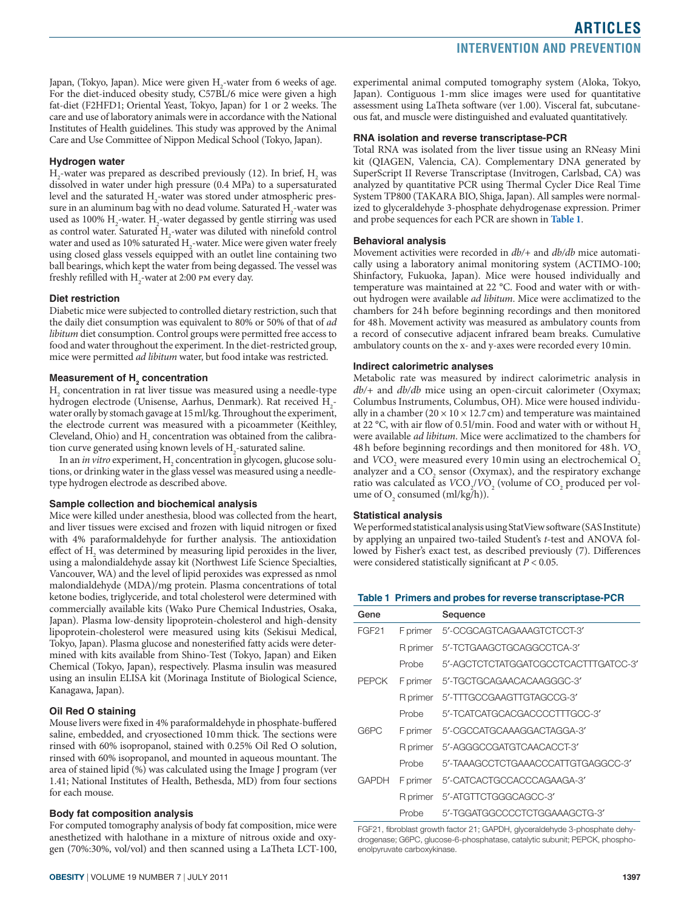Japan, (Tokyo, Japan). Mice were given $H_2$-water from 6 weeks of age. For the diet-induced obesity study, C57BL/6 mice were given a high fat-diet (F2HFD1; Oriental Yeast, Tokyo, Japan) for 1 or 2 weeks. The care and use of laboratory animals were in accordance with the National Institutes of Health guidelines. This study was approved by the Animal Care and Use Committee of Nippon Medical School (Tokyo, Japan).

### Hydrogen water

$H_2$-water was prepared as described previously (12). In brief, $H_2$ was dissolved in water under high pressure (0.4 MPa) to a supersaturated level and the saturated $H_2$-water was stored under atmospheric pressure in an aluminum bag with no dead volume. Saturated $H_2$-water was used as 100% $H_2$-water. $H_2$-water degassed by gentle stirring was used as control water. Saturated $H_2$-water was diluted with ninefold control water and used as 10% saturated $H_2$-water. Mice were given water freely using closed glass vessels equipped with an outlet line containing two ball bearings, which kept the water from being degassed. The vessel was freshly refilled with $H_2$-water at 2:00 PM every day.

### Diet restriction

Diabetic mice were subjected to controlled dietary restriction, such that the daily diet consumption was equivalent to 80% or 50% of that of *ad libitum* diet consumption. Control groups were permitted free access to food and water throughout the experiment. In the diet-restricted group, mice were permitted *ad libitum* water, but food intake was restricted.

### Measurement of $H_2$ concentration

$H_2$ concentration in rat liver tissue was measured using a needle-type hydrogen electrode (Unisense, Aarhus, Denmark). Rat received $H_2$-water orally by stomach gavage at 15 ml/kg. Throughout the experiment, the electrode current was measured with a picoammeter (Keithley, Cleveland, Ohio) and $H_2$ concentration was obtained from the calibration curve generated using known levels of $H_2$-saturated saline.

In an *in vitro* experiment, $H_2$ concentration in glycogen, glucose solutions, or drinking water in the glass vessel was measured using a needle-type hydrogen electrode as described above.

### Sample collection and biochemical analysis

Mice were killed under anesthesia, blood was collected from the heart, and liver tissues were excised and frozen with liquid nitrogen or fixed with 4% paraformaldehyde for further analysis. The antioxidation effect of $H_2$ was determined by measuring lipid peroxides in the liver, using a malondialdehyde assay kit (Northwest Life Science Specialties, Vancouver, WA) and the level of lipid peroxides was expressed as nmol malondialdehyde (MDA)/mg protein. Plasma concentrations of total ketone bodies, triglyceride, and total cholesterol were determined with commercially available kits (Wako Pure Chemical Industries, Osaka, Japan). Plasma low-density lipoprotein-cholesterol and high-density lipoprotein-cholesterol were measured using kits (Sekisui Medical, Tokyo, Japan). Plasma glucose and nonesterified fatty acids were determined with kits available from Shino-Test (Tokyo, Japan) and Eiken Chemical (Tokyo, Japan), respectively. Plasma insulin was measured using an insulin ELISA kit (Morinaga Institute of Biological Science, Kanagawa, Japan).

### Oil Red O staining

Mouse livers were fixed in 4% paraformaldehyde in phosphate-buffered saline, embedded, and cryosectioned 10 mm thick. The sections were rinsed with 60% isopropanol, stained with 0.25% Oil Red O solution, rinsed with 60% isopropanol, and mounted in aqueous mountant. The area of stained lipid (%) was calculated using the Image J program (ver 1.41; National Institutes of Health, Bethesda, MD) from four sections for each mouse.

### Body fat composition analysis

For computed tomography analysis of body fat composition, mice were anesthetized with halothane in a mixture of nitrous oxide and oxygen (70%:30%, vol/vol) and then scanned using a LaTheta LCT-100, experimental animal computed tomography system (Aloka, Tokyo, Japan). Contiguous 1-mm slice images were used for quantitative assessment using LaTheta software (ver 1.00). Visceral fat, subcutaneous fat, and muscle were distinguished and evaluated quantitatively.

### RNA isolation and reverse transcriptase-PCR

Total RNA was isolated from the liver tissue using an RNeasy Mini kit (QIAGEN, Valencia, CA). Complementary DNA generated by SuperScript II Reverse Transcriptase (Invitrogen, Carlsbad, CA) was analyzed by quantitative PCR using Thermal Cycler Dice Real Time System TP800 (TAKARA BIO, Shiga, Japan). All samples were normalized to glyceraldehyde 3-phosphate dehydrogenase expression. Primer and probe sequences for each PCR are shown in **Table 1**.

### Behavioral analysis

Movement activities were recorded in *db*/+ and *db*/*db* mice automatically using a laboratory animal monitoring system (ACTIMO-100; Shinfactory, Fukuoka, Japan). Mice were housed individually and temperature was maintained at 22 °C. Food and water with or without hydrogen were available *ad libitum*. Mice were acclimatized to the chambers for 24 h before beginning recordings and then monitored for 48 h. Movement activity was measured as ambulatory counts from a record of consecutive adjacent infrared beam breaks. Cumulative ambulatory counts on the x- and y-axes were recorded every 10 min.

### Indirect calorimetric analyses

Metabolic rate was measured by indirect calorimetric analysis in *db*/+ and *db*/*db* mice using an open-circuit calorimeter (Oxymax; Columbus Instruments, Columbus, OH). Mice were housed individually in a chamber (20 × 10 × 12.7 cm) and temperature was maintained at 22 °C, with air flow of 0.5 l/min. Food and water with or without $H_2$ were available *ad libitum*. Mice were acclimatized to the chambers for 48 h before beginning recordings and then monitored for 48 h. $VO_2$ and $VCO_2$ were measured every 10 min using an electrochemical $O_2$ analyzer and a $CO_2$ sensor (Oxymax), and the respiratory exchange ratio was calculated as $VCO_2/VO_2$ (volume of $CO_2$ produced per volume of $O_2$ consumed (ml/kg/h)).

### Statistical analysis

We performed statistical analysis using StatView software (SAS Institute) by applying an unpaired two-tailed Student's *t*-test and ANOVA followed by Fisher's exact test, as described previously (7). Differences were considered statistically significant at $P < 0.05$.

**Table 1 Primers and probes for reverse transcriptase-PCR**

| Gene | | Sequence |
|---|---|---|
| FGF21 | F primer | 5′-CCGCAGTCAGAAAGTCTCCT-3′ |
| | R primer | 5′-TCTGAAGCTGCAGGCCTCA-3′ |
| | Probe | 5′-AGCTCTCTATGGATCGCCTCACTTTGATCC-3′ |
| PEPCK | F primer | 5′-TGCTGCAGAACACAAGGGC-3′ |
| | R primer | 5′-TTTGCCGAAGTTGTAGCCG-3′ |
| | Probe | 5′-TCATCATGCACGACCCCTTTGCC-3′ |
| G6PC | F primer | 5′-CGCCATGCAAAGGACTAGGA-3′ |
| | R primer | 5′-AGGGCCGATGTCAACACCT-3′ |
| | Probe | 5′-TAAAGCCTCTGAAACCCATTGTGAGGCC-3′ |
| GAPDH | F primer | 5′-CATCACTGCCACCCAGAAGA-3′ |
| | R primer | 5′-ATGTTCTGGGCAGCC-3′ |
| | Probe | 5′-TGGATGGCCCCTCTGGAAAGCTG-3′ |

FGF21, fibroblast growth factor 21; GAPDH, glyceraldehyde 3-phosphate dehydrogenase; G6PC, glucose-6-phosphatase, catalytic subunit; PEPCK, phosphoenolpyruvate carboxykinase.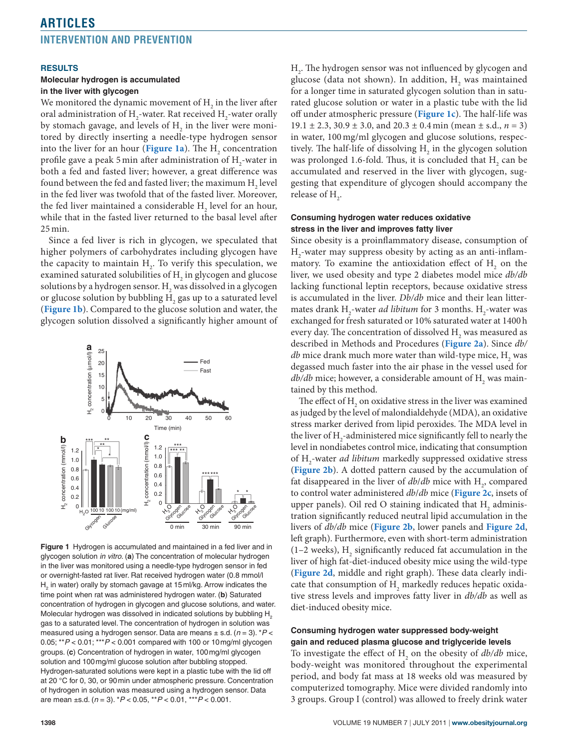## RESULTS

### Molecular hydrogen is accumulated in the liver with glycogen

We monitored the dynamic movement of $H_2$ in the liver after oral administration of $H_2$-water. Rat received $H_2$-water orally by stomach gavage, and levels of $H_2$ in the liver were monitored by directly inserting a needle-type hydrogen sensor into the liver for an hour (**Figure 1a**). The $H_2$ concentration profile gave a peak 5 min after administration of $H_2$-water in both a fed and fasted liver; however, a great difference was found between the fed and fasted liver; the maximum $H_2$ level in the fed liver was twofold that of the fasted liver. Moreover, the fed liver maintained a considerable $H_2$ level for an hour, while that in the fasted liver returned to the basal level after 25 min.

Since a fed liver is rich in glycogen, we speculated that higher polymers of carbohydrates including glycogen have the capacity to maintain $H_2$. To verify this speculation, we examined saturated solubilities of $H_2$ in glycogen and glucose solutions by a hydrogen sensor. $H_2$ was dissolved in a glycogen or glucose solution by bubbling $H_2$ gas up to a saturated level (**Figure 1b**). Compared to the glucose solution and water, the glycogen solution dissolved a significantly higher amount of $H_2$. The hydrogen sensor was not influenced by glycogen and glucose (data not shown). In addition, $H_2$ was maintained for a longer time in saturated glycogen solution than in saturated glucose solution or water in a plastic tube with the lid off under atmospheric pressure (**Figure 1c**). The half-life was 19.1 ± 2.3, 30.9 ± 3.0, and 20.3 ± 0.4 min (mean ± s.d., $n = 3$) in water, 100 mg/ml glycogen and glucose solutions, respectively. The half-life of dissolving $H_2$ in the glycogen solution was prolonged 1.6-fold. Thus, it is concluded that $H_2$ can be accumulated and reserved in the liver with glycogen, suggesting that expenditure of glycogen should accompany the release of $H_2$.

**Figure 1** Hydrogen is accumulated and maintained in a fed liver and in glycogen solution *in vitro*. (**a**) The concentration of molecular hydrogen in the liver was monitored using a needle-type hydrogen sensor in fed or overnight-fasted rat liver. Rat received hydrogen water (0.8 mmol/l $H_2$ in water) orally by stomach gavage at 15 ml/kg. Arrow indicates the time point when rat was administered hydrogen water. (**b**) Saturated concentration of hydrogen in glycogen and glucose solutions, and water. Molecular hydrogen was dissolved in indicated solutions by bubbling $H_2$ gas to a saturated level. The concentration of hydrogen in solution was measured using a hydrogen sensor. Data are means ± s.d. ($n = 3$). \*$P < 0.05$; \*\*$P < 0.01$; \*\*\*$P < 0.001$ compared with 100 or 10 mg/ml glycogen groups. (**c**) Concentration of hydrogen in water, 100 mg/ml glycogen solution and 100 mg/ml glucose solution after bubbling stopped. Hydrogen-saturated solutions were kept in a plastic tube with the lid off at 20 °C for 0, 30, or 90 min under atmospheric pressure. Concentration of hydrogen in solution was measured using a hydrogen sensor. Data are mean ±s.d. ($n = 3$). \*$P < 0.05$, \*\*$P < 0.01$, \*\*\*$P < 0.001$.

### Consuming hydrogen water reduces oxidative stress in the liver and improves fatty liver

Since obesity is a proinflammatory disease, consumption of $H_2$-water may suppress obesity by acting as an anti-inflammatory. To examine the antioxidation effect of $H_2$ on the liver, we used obesity and type 2 diabetes model mice *db/db* lacking functional leptin receptors, because oxidative stress is accumulated in the liver. *Db/db* mice and their lean littermates drank $H_2$-water *ad libitum* for 3 months. $H_2$-water was exchanged for fresh saturated or 10% saturated water at 1400 h every day. The concentration of dissolved $H_2$ was measured as described in Methods and Procedures (**Figure 2a**). Since *db/db* mice drank much more water than wild-type mice, $H_2$ was degassed much faster into the air phase in the vessel used for *db/db* mice; however, a considerable amount of $H_2$ was maintained by this method.

The effect of $H_2$ on oxidative stress in the liver was examined as judged by the level of malondialdehyde (MDA), an oxidative stress marker derived from lipid peroxides. The MDA level in the liver of $H_2$-administered mice significantly fell to nearly the level in nondiabetes control mice, indicating that consumption of $H_2$-water *ad libitum* markedly suppressed oxidative stress (**Figure 2b**). A dotted pattern caused by the accumulation of fat disappeared in the liver of *db/db* mice with $H_2$, compared to control water administered *db/db* mice (**Figure 2c**, insets of upper panels). Oil red O staining indicated that $H_2$ administration significantly reduced neutral lipid accumulation in the livers of *db/db* mice (**Figure 2b**, lower panels and **Figure 2d**, left graph). Furthermore, even with short-term administration (1–2 weeks), $H_2$ significantly reduced fat accumulation in the liver of high fat-diet-induced obesity mice using the wild-type (**Figure 2d**, middle and right graph). These data clearly indicate that consumption of $H_2$ markedly reduces hepatic oxidative stress levels and improves fatty liver in *db/db* as well as diet-induced obesity mice.

### Consuming hydrogen water suppressed body-weight gain and reduced plasma glucose and triglyceride levels

To investigate the effect of $H_2$ on the obesity of *db/db* mice, body-weight was monitored throughout the experimental period, and body fat mass at 18 weeks old was measured by computerized tomography. Mice were divided randomly into 3 groups. Group I (control) was allowed to freely drink water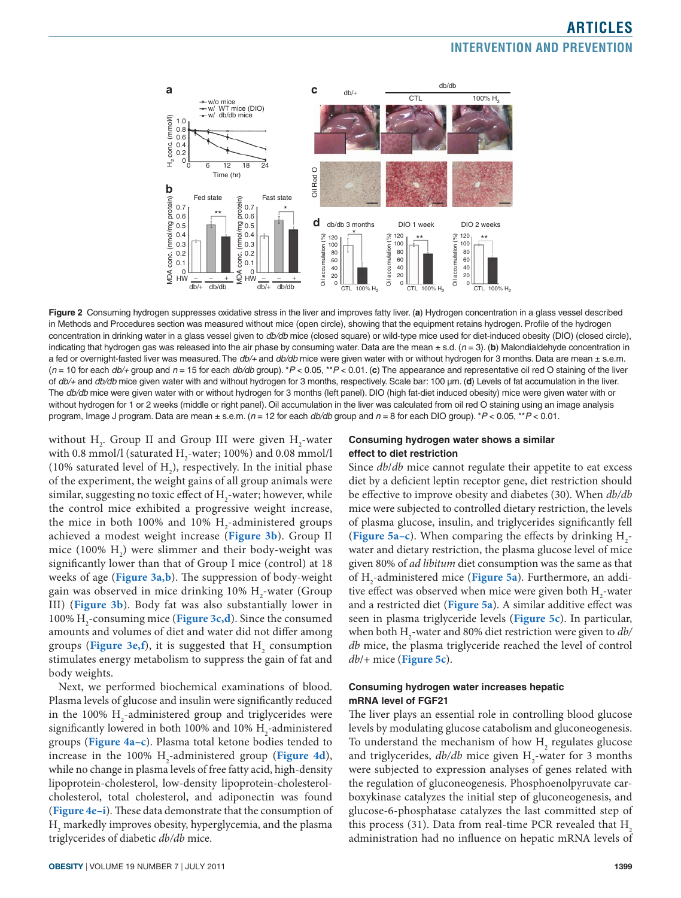Figure 2 Consuming hydrogen suppresses oxidative stress in the liver and improves fatty liver. (**a**) Hydrogen concentration in a glass vessel described in Methods and Procedures section was measured without mice (open circle), showing that the equipment retains hydrogen. Profile of the hydrogen concentration in drinking water in a glass vessel given to *db/db* mice (closed square) or wild-type mice used for diet-induced obesity (DIO) (closed circle), indicating that hydrogen gas was released into the air phase by consuming water. Data are the mean ± s.d. ($n = 3$). (**b**) Malondialdehyde concentration in a fed or overnight-fasted liver was measured. The *db/+* and *db/db* mice were given water with or without hydrogen for 3 months. Data are mean ± s.e.m. ($n = 10$ for each *db/+* group and $n = 15$ for each *db/db* group). *$P < 0.05$, **$P < 0.01$. (**c**) The appearance and representative oil red O staining of the liver of *db/+* and *db/db* mice given water with and without hydrogen for 3 months, respectively. Scale bar: 100 µm. (**d**) Levels of fat accumulation in the liver. The *db/db* mice were given water with or without hydrogen for 3 months (left panel). DIO (high fat-diet induced obesity) mice were given water with or without hydrogen for 1 or 2 weeks (middle or right panel). Oil accumulation in the liver was calculated from oil red O staining using an image analysis program, Image J program. Data are mean ± s.e.m. ($n = 12$ for each *db/db* group and $n = 8$ for each DIO group). *$P < 0.05$, **$P < 0.01$.

without $H_2$. Group II and Group III were given $H_2$-water with 0.8 mmol/l (saturated $H_2$-water; 100%) and 0.08 mmol/l (10% saturated level of $H_2$), respectively. In the initial phase of the experiment, the weight gains of all group animals were similar, suggesting no toxic effect of $H_2$-water; however, while the control mice exhibited a progressive weight increase, the mice in both 100% and 10% $H_2$-administered groups achieved a modest weight increase (**Figure 3b**). Group II mice (100% $H_2$) were slimmer and their body-weight was significantly lower than that of Group I mice (control) at 18 weeks of age (**Figure 3a,b**). The suppression of body-weight gain was observed in mice drinking 10% $H_2$-water (Group III) (**Figure 3b**). Body fat was also substantially lower in 100% $H_2$-consuming mice (**Figure 3c,d**). Since the consumed amounts and volumes of diet and water did not differ among groups (**Figure 3e,f**), it is suggested that $H_2$ consumption stimulates energy metabolism to suppress the gain of fat and body weights.

Next, we performed biochemical examinations of blood. Plasma levels of glucose and insulin were significantly reduced in the 100% $H_2$-administered group and triglycerides were significantly lowered in both 100% and 10% $H_2$-administered groups (**Figure 4a–c**). Plasma total ketone bodies tended to increase in the 100% $H_2$-administered group (**Figure 4d**), while no change in plasma levels of free fatty acid, high-density lipoprotein-cholesterol, low-density lipoprotein-cholesterol-cholesterol, total cholesterol, and adiponectin was found (**Figure 4e–i**). These data demonstrate that the consumption of $H_2$ markedly improves obesity, hyperglycemia, and the plasma triglycerides of diabetic *db/db* mice.

### Consuming hydrogen water shows a similar effect to diet restriction

Since *db/db* mice cannot regulate their appetite to eat excess diet by a deficient leptin receptor gene, diet restriction should be effective to improve obesity and diabetes (30). When *db/db* mice were subjected to controlled dietary restriction, the levels of plasma glucose, insulin, and triglycerides significantly fell (**Figure 5a–c**). When comparing the effects by drinking $H_2$-water and dietary restriction, the plasma glucose level of mice given 80% of *ad libitum* diet consumption was the same as that of $H_2$-administered mice (**Figure 5a**). Furthermore, an additive effect was observed when mice were given both $H_2$-water and a restricted diet (**Figure 5a**). A similar additive effect was seen in plasma triglyceride levels (**Figure 5c**). In particular, when both $H_2$-water and 80% diet restriction were given to *db/db* mice, the plasma triglyceride reached the level of control *db/+* mice (**Figure 5c**).

### Consuming hydrogen water increases hepatic mRNA level of FGF21

The liver plays an essential role in controlling blood glucose levels by modulating glucose catabolism and gluconeogenesis. To understand the mechanism of how $H_2$ regulates glucose and triglycerides, *db/db* mice given $H_2$-water for 3 months were subjected to expression analyses of genes related with the regulation of gluconeogenesis. Phosphoenolpyruvate carboxykinase catalyzes the initial step of gluconeogenesis, and glucose-6-phosphatase catalyzes the last committed step of this process (31). Data from real-time PCR revealed that $H_2$ administration had no influence on hepatic mRNA levels of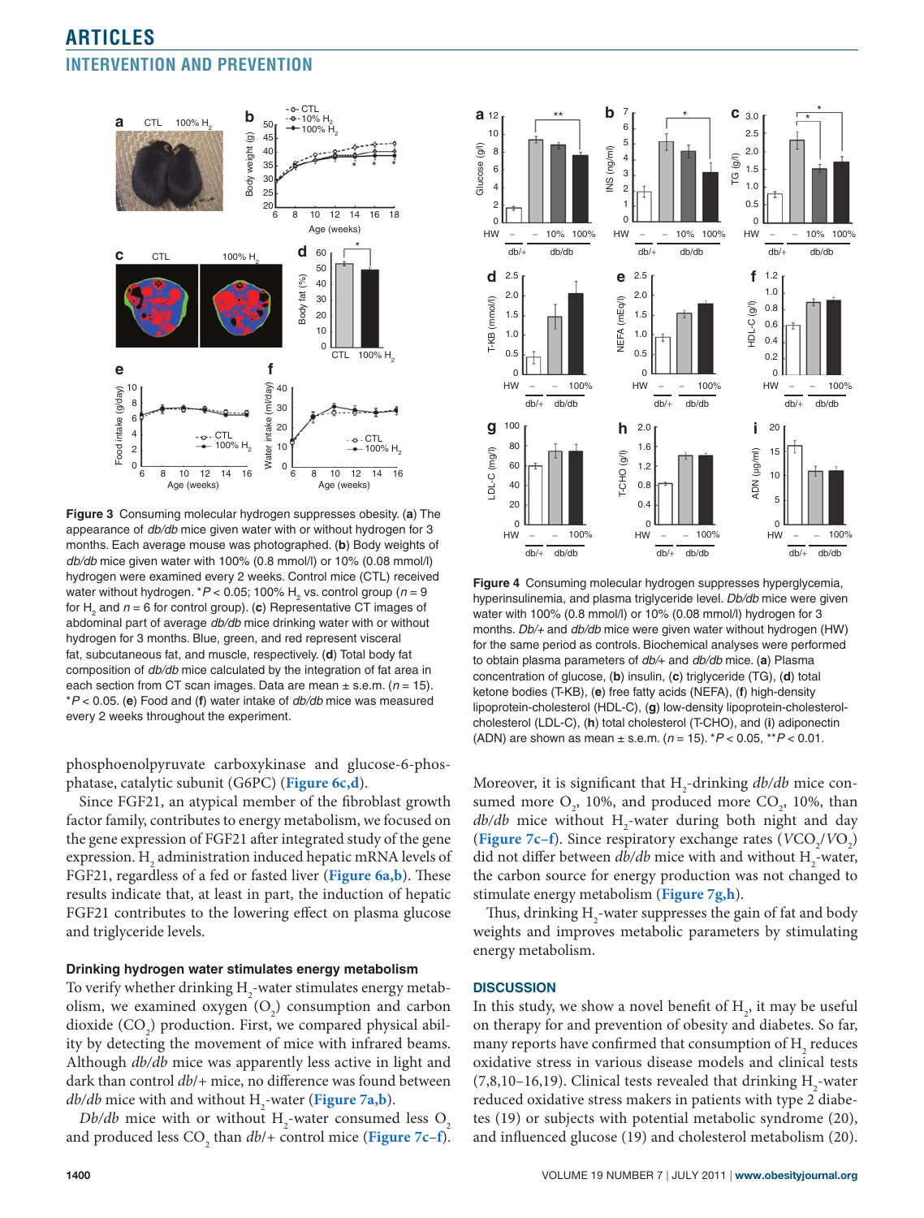**Figure 3** Consuming molecular hydrogen suppresses obesity. (**a**) The appearance of *db/db* mice given water with or without hydrogen for 3 months. Each average mouse was photographed. (**b**) Body weights of *db/db* mice given water with 100% (0.8 mmol/l) or 10% (0.08 mmol/l) hydrogen were examined every 2 weeks. Control mice (CTL) received water without hydrogen. \*$P < 0.05$; 100% $H_2$ vs. control group ($n = 9$ for $H_2$ and $n = 6$ for control group). (**c**) Representative CT images of abdominal part of average *db/db* mice drinking water with or without hydrogen for 3 months. Blue, green, and red represent visceral fat, subcutaneous fat, and muscle, respectively. (**d**) Total body fat composition of *db/db* mice calculated by the integration of fat area in each section from CT scan images. Data are mean ± s.e.m. ($n = 15$). \*$P < 0.05$. (**e**) Food and (**f**) water intake of *db/db* mice was measured every 2 weeks throughout the experiment.

phosphoenolpyruvate carboxykinase and glucose-6-phosphatase, catalytic subunit (G6PC) (**Figure 6c,d**).

Since FGF21, an atypical member of the fibroblast growth factor family, contributes to energy metabolism, we focused on the gene expression of FGF21 after integrated study of the gene expression. $H_2$ administration induced hepatic mRNA levels of FGF21, regardless of a fed or fasted liver (**Figure 6a,b**). These results indicate that, at least in part, the induction of hepatic FGF21 contributes to the lowering effect on plasma glucose and triglyceride levels.

### Drinking hydrogen water stimulates energy metabolism

To verify whether drinking $H_2$-water stimulates energy metabolism, we examined oxygen ($O_2$) consumption and carbon dioxide ($CO_2$) production. First, we compared physical ability by detecting the movement of mice with infrared beams. Although *db/db* mice was apparently less active in light and dark than control *db/*+ mice, no difference was found between *db/db* mice with and without $H_2$-water (**Figure 7a,b**).

*Db/db* mice with or without $H_2$-water consumed less $O_2$ and produced less $CO_2$ than *db/*+ control mice (**Figure 7c–f**).

**Figure 4** Consuming molecular hydrogen suppresses hyperglycemia, hyperinsulinemia, and plasma triglyceride level. *Db/db* mice were given water with 100% (0.8 mmol/l) or 10% (0.08 mmol/l) hydrogen for 3 months. *Db/*+ and *db/db* mice were given water without hydrogen (HW) for the same period as controls. Biochemical analyses were performed to obtain plasma parameters of *db/*+ and *db/db* mice. (**a**) Plasma concentration of glucose, (**b**) insulin, (**c**) triglyceride (TG), (**d**) total ketone bodies (T-KB), (**e**) free fatty acids (NEFA), (**f**) high-density lipoprotein-cholesterol (HDL-C), (**g**) low-density lipoprotein-cholesterol-cholesterol (LDL-C), (**h**) total cholesterol (T-CHO), and (**i**) adiponectin (ADN) are shown as mean ± s.e.m. ($n = 15$). \*$P < 0.05$, \*\*$P < 0.01$.

Moreover, it is significant that $H_2$-drinking *db/db* mice consumed more $O_2$, 10%, and produced more $CO_2$, 10%, than *db/db* mice without $H_2$-water during both night and day (**Figure 7c–f**). Since respiratory exchange rates ($VCO_2/VO_2$) did not differ between *db/db* mice with and without $H_2$-water, the carbon source for energy production was not changed to stimulate energy metabolism (**Figure 7g,h**).

Thus, drinking $H_2$-water suppresses the gain of fat and body weights and improves metabolic parameters by stimulating energy metabolism.

## DISCUSSION

In this study, we show a novel benefit of $H_2$, it may be useful on therapy for and prevention of obesity and diabetes. So far, many reports have confirmed that consumption of $H_2$ reduces oxidative stress in various disease models and clinical tests (7,8,10–16,19). Clinical tests revealed that drinking $H_2$-water reduced oxidative stress makers in patients with type 2 diabetes (19) or subjects with potential metabolic syndrome (20), and influenced glucose (19) and cholesterol metabolism (20).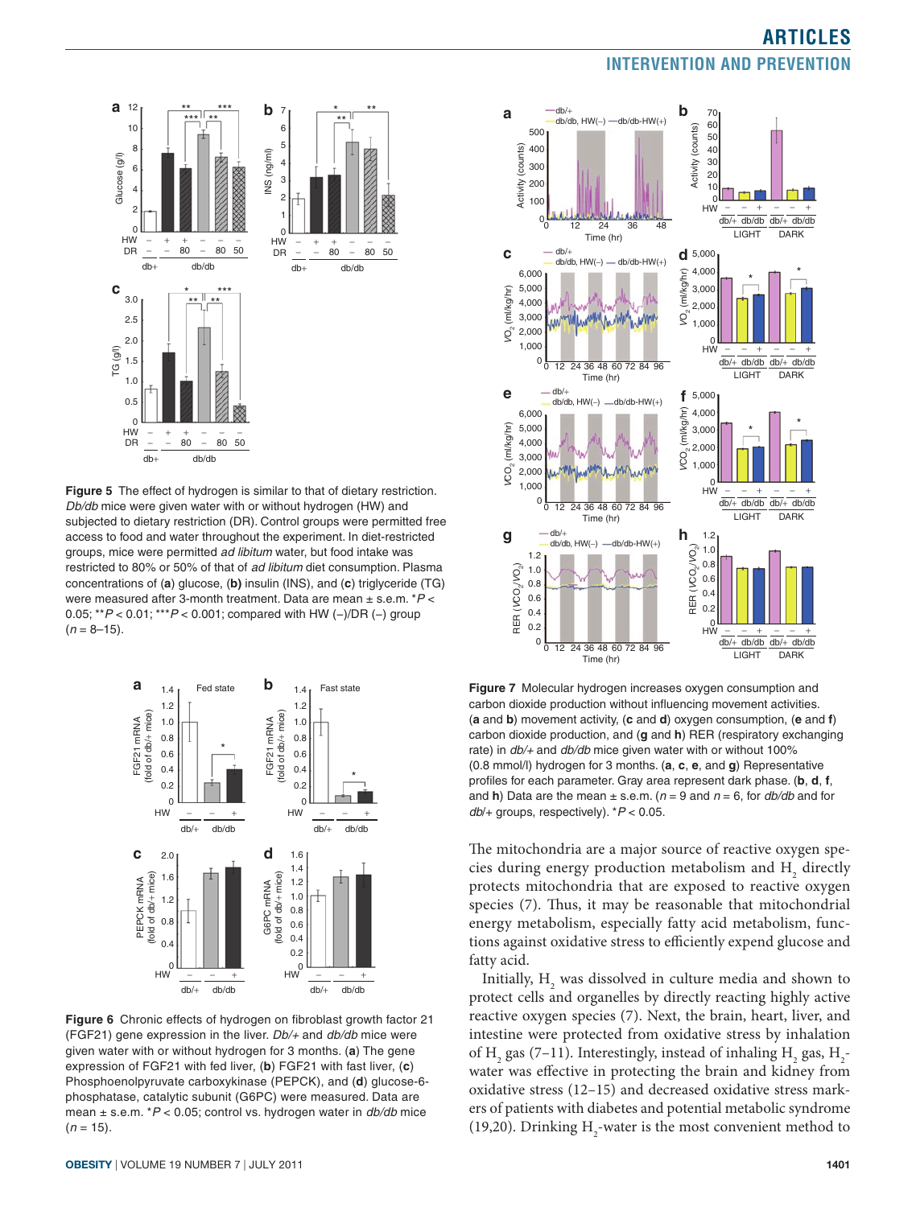**Figure 5** The effect of hydrogen is similar to that of dietary restriction. *Db/db* mice were given water with or without hydrogen (HW) and subjected to dietary restriction (DR). Control groups were permitted free access to food and water throughout the experiment. In diet-restricted groups, mice were permitted *ad libitum* water, but food intake was restricted to 80% or 50% of that of *ad libitum* diet consumption. Plasma concentrations of (**a**) glucose, (**b**) insulin (INS), and (**c**) triglyceride (TG) were measured after 3-month treatment. Data are mean ± s.e.m. $*P < 0.05$; $**P < 0.01$; $***P < 0.001$; compared with HW (–)/DR (–) group ($n$ = 8–15).

**Figure 6** Chronic effects of hydrogen on fibroblast growth factor 21 (FGF21) gene expression in the liver. *Db/+* and *db/db* mice were given water with or without hydrogen for 3 months. (**a**) The gene expression of FGF21 with fed liver, (**b**) FGF21 with fast liver, (**c**) Phosphoenolpyruvate carboxykinase (PEPCK), and (**d**) glucose-6-phosphatase, catalytic subunit (G6PC) were measured. Data are mean ± s.e.m. $*P < 0.05$; control vs. hydrogen water in *db/db* mice ($n$ = 15).

**Figure 7** Molecular hydrogen increases oxygen consumption and carbon dioxide production without influencing movement activities. (**a** and **b**) movement activity, (**c** and **d**) oxygen consumption, (**e** and **f**) carbon dioxide production, and (**g** and **h**) RER (respiratory exchanging rate) in *db/+* and *db/db* mice given water with or without 100% (0.8 mmol/l) hydrogen for 3 months. (**a**, **c**, **e**, and **g**) Representative profiles for each parameter. Gray area represent dark phase. (**b**, **d**, **f**, and **h**) Data are the mean ± s.e.m. ($n$ = 9 and $n$ = 6, for *db/db* and for *db/+* groups, respectively). $*P < 0.05$.

The mitochondria are a major source of reactive oxygen species during energy production metabolism and $H_2$ directly protects mitochondria that are exposed to reactive oxygen species (7). Thus, it may be reasonable that mitochondrial energy metabolism, especially fatty acid metabolism, functions against oxidative stress to efficiently expend glucose and fatty acid.

Initially, $H_2$ was dissolved in culture media and shown to protect cells and organelles by directly reacting highly active reactive oxygen species (7). Next, the brain, heart, liver, and intestine were protected from oxidative stress by inhalation of $H_2$ gas (7–11). Interestingly, instead of inhaling $H_2$ gas, $H_2$-water was effective in protecting the brain and kidney from oxidative stress (12–15) and decreased oxidative stress markers of patients with diabetes and potential metabolic syndrome (19,20). Drinking $H_2$-water is the most convenient method to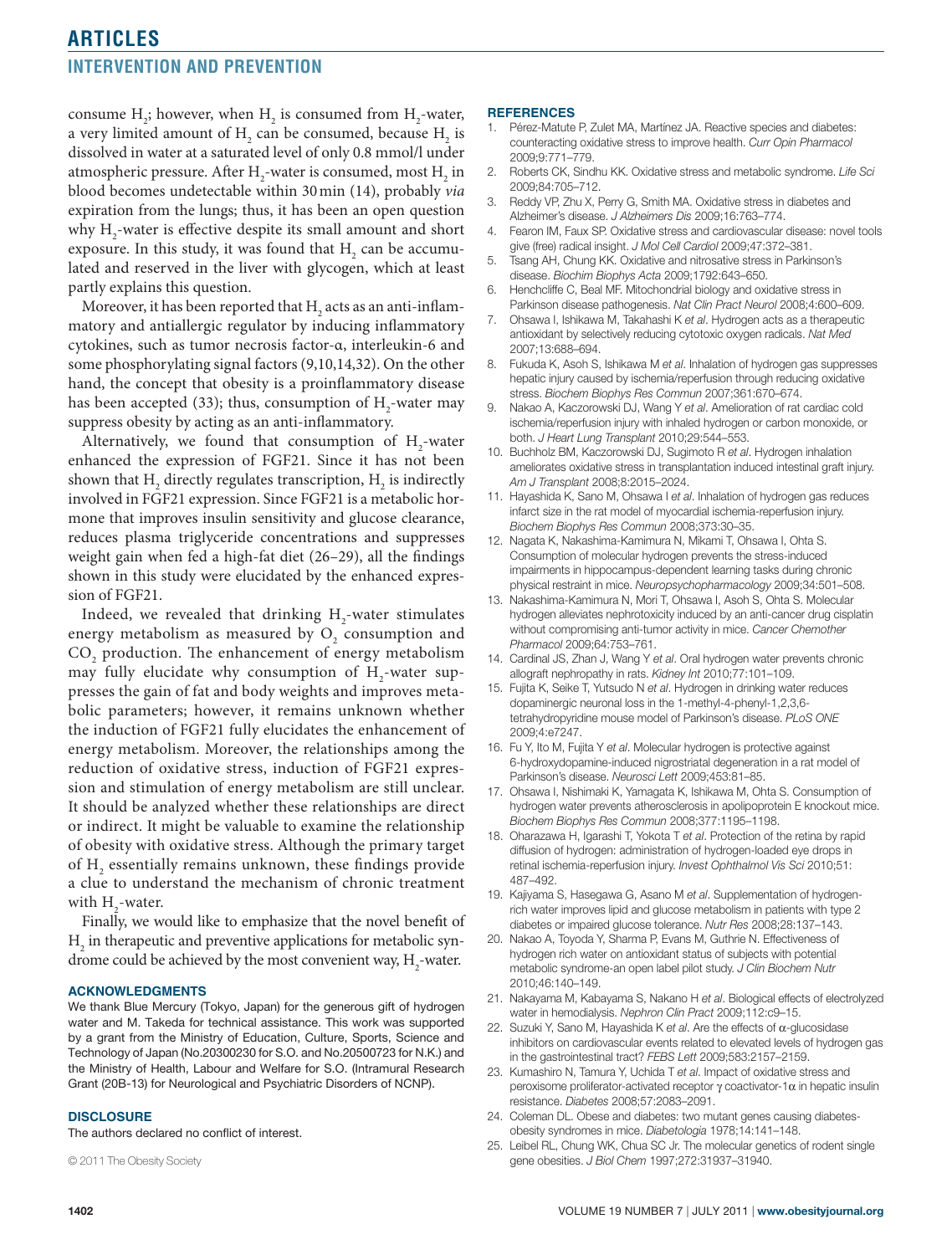consume $H_2$; however, when $H_2$ is consumed from $H_2$-water, a very limited amount of $H_2$ can be consumed, because $H_2$ is dissolved in water at a saturated level of only 0.8 mmol/l under atmospheric pressure. After $H_2$-water is consumed, most $H_2$ in blood becomes undetectable within 30 min (14), probably *via* expiration from the lungs; thus, it has been an open question why $H_2$-water is effective despite its small amount and short exposure. In this study, it was found that $H_2$ can be accumulated and reserved in the liver with glycogen, which at least partly explains this question.

Moreover, it has been reported that $H_2$ acts as an anti-inflammatory and antiallergic regulator by inducing inflammatory cytokines, such as tumor necrosis factor-α, interleukin-6 and some phosphorylating signal factors (9,10,14,32). On the other hand, the concept that obesity is a proinflammatory disease has been accepted (33); thus, consumption of $H_2$-water may suppress obesity by acting as an anti-inflammatory.

Alternatively, we found that consumption of $H_2$-water enhanced the expression of FGF21. Since it has not been shown that $H_2$ directly regulates transcription, $H_2$ is indirectly involved in FGF21 expression. Since FGF21 is a metabolic hormone that improves insulin sensitivity and glucose clearance, reduces plasma triglyceride concentrations and suppresses weight gain when fed a high-fat diet (26–29), all the findings shown in this study were elucidated by the enhanced expression of FGF21.

Indeed, we revealed that drinking $H_2$-water stimulates energy metabolism as measured by $O_2$ consumption and $CO_2$ production. The enhancement of energy metabolism may fully elucidate why consumption of $H_2$-water suppresses the gain of fat and body weights and improves metabolic parameters; however, it remains unknown whether the induction of FGF21 fully elucidates the enhancement of energy metabolism. Moreover, the relationships among the reduction of oxidative stress, induction of FGF21 expression and stimulation of energy metabolism are still unclear. It should be analyzed whether these relationships are direct or indirect. It might be valuable to examine the relationship of obesity with oxidative stress. Although the primary target of $H_2$ essentially remains unknown, these findings provide a clue to understand the mechanism of chronic treatment with $H_2$-water.

Finally, we would like to emphasize that the novel benefit of $H_2$ in therapeutic and preventive applications for metabolic syndrome could be achieved by the most convenient way, $H_2$-water.

### ACKNOWLEDGMENTS

We thank Blue Mercury (Tokyo, Japan) for the generous gift of hydrogen water and M. Takeda for technical assistance. This work was supported by a grant from the Ministry of Education, Culture, Sports, Science and Technology of Japan (No.20300230 for S.O. and No.20500723 for N.K.) and the Ministry of Health, Labour and Welfare for S.O. (Intramural Research Grant (20B-13) for Neurological and Psychiatric Disorders of NCNP).

### DISCLOSURE

The authors declared no conflict of interest.

© 2011 The Obesity Society

### REFERENCES

1. Pérez-Matute P, Zulet MA, Martínez JA. Reactive species and diabetes: counteracting oxidative stress to improve health. *Curr Opin Pharmacol* 2009;9:771–779.
2. Roberts CK, Sindhu KK. Oxidative stress and metabolic syndrome. *Life Sci* 2009;84:705–712.
3. Reddy VP, Zhu X, Perry G, Smith MA. Oxidative stress in diabetes and Alzheimer's disease. *J Alzheimers Dis* 2009;16:763–774.
4. Fearon IM, Faux SP. Oxidative stress and cardiovascular disease: novel tools give (free) radical insight. *J Mol Cell Cardiol* 2009;47:372–381.
5. Tsang AH, Chung KK. Oxidative and nitrosative stress in Parkinson's disease. *Biochim Biophys Acta* 2009;1792:643–650.
6. Henchcliffe C, Beal MF. Mitochondrial biology and oxidative stress in Parkinson disease pathogenesis. *Nat Clin Pract Neurol* 2008;4:600–609.
7. Ohsawa I, Ishikawa M, Takahashi K *et al*. Hydrogen acts as a therapeutic antioxidant by selectively reducing cytotoxic oxygen radicals. *Nat Med* 2007;13:688–694.
8. Fukuda K, Asoh S, Ishikawa M *et al*. Inhalation of hydrogen gas suppresses hepatic injury caused by ischemia/reperfusion through reducing oxidative stress. *Biochem Biophys Res Commun* 2007;361:670–674.
9. Nakao A, Kaczorowski DJ, Wang Y *et al*. Amelioration of rat cardiac cold ischemia/reperfusion injury with inhaled hydrogen or carbon monoxide, or both. *J Heart Lung Transplant* 2010;29:544–553.
10. Buchholz BM, Kaczorowski DJ, Sugimoto R *et al*. Hydrogen inhalation ameliorates oxidative stress in transplantation induced intestinal graft injury. *Am J Transplant* 2008;8:2015–2024.
11. Hayashida K, Sano M, Ohsawa I *et al*. Inhalation of hydrogen gas reduces infarct size in the rat model of myocardial ischemia-reperfusion injury. *Biochem Biophys Res Commun* 2008;373:30–35.
12. Nagata K, Nakashima-Kamimura N, Mikami T, Ohsawa I, Ohta S. Consumption of molecular hydrogen prevents the stress-induced impairments in hippocampus-dependent learning tasks during chronic physical restraint in mice. *Neuropsychopharmacology* 2009;34:501–508.
13. Nakashima-Kamimura N, Mori T, Ohsawa I, Asoh S, Ohta S. Molecular hydrogen alleviates nephrotoxicity induced by an anti-cancer drug cisplatin without compromising anti-tumor activity in mice. *Cancer Chemother Pharmacol* 2009;64:753–761.
14. Cardinal JS, Zhan J, Wang Y *et al*. Oral hydrogen water prevents chronic allograft nephropathy in rats. *Kidney Int* 2010;77:101–109.
15. Fujita K, Seike T, Yutsudo N *et al*. Hydrogen in drinking water reduces dopaminergic neuronal loss in the 1-methyl-4-phenyl-1,2,3,6-tetrahydropyridine mouse model of Parkinson's disease. *PLoS ONE* 2009;4:e7247.
16. Fu Y, Ito M, Fujita Y *et al*. Molecular hydrogen is protective against 6-hydroxydopamine-induced nigrostriatal degeneration in a rat model of Parkinson's disease. *Neurosci Lett* 2009;453:81–85.
17. Ohsawa I, Nishimaki K, Yamagata K, Ishikawa M, Ohta S. Consumption of hydrogen water prevents atherosclerosis in apolipoprotein E knockout mice. *Biochem Biophys Res Commun* 2008;377:1195–1198.
18. Oharazawa H, Igarashi T, Yokota T *et al*. Protection of the retina by rapid diffusion of hydrogen: administration of hydrogen-loaded eye drops in retinal ischemia-reperfusion injury. *Invest Ophthalmol Vis Sci* 2010;51: 487–492.
19. Kajiyama S, Hasegawa G, Asano M *et al*. Supplementation of hydrogen-rich water improves lipid and glucose metabolism in patients with type 2 diabetes or impaired glucose tolerance. *Nutr Res* 2008;28:137–143.
20. Nakao A, Toyoda Y, Sharma P, Evans M, Guthrie N. Effectiveness of hydrogen rich water on antioxidant status of subjects with potential metabolic syndrome-an open label pilot study. *J Clin Biochem Nutr* 2010;46:140–149.
21. Nakayama M, Kabayama S, Nakano H *et al*. Biological effects of electrolyzed water in hemodialysis. *Nephron Clin Pract* 2009;112:c9–15.
22. Suzuki Y, Sano M, Hayashida K *et al*. Are the effects of α-glucosidase inhibitors on cardiovascular events related to elevated levels of hydrogen gas in the gastrointestinal tract? *FEBS Lett* 2009;583:2157–2159.
23. Kumashiro N, Tamura Y, Uchida T *et al*. Impact of oxidative stress and peroxisome proliferator-activated receptor γ coactivator-1α in hepatic insulin resistance. *Diabetes* 2008;57:2083–2091.
24. Coleman DL. Obese and diabetes: two mutant genes causing diabetes-obesity syndromes in mice. *Diabetologia* 1978;14:141–148.
25. Leibel RL, Chung WK, Chua SC Jr. The molecular genetics of rodent single gene obesities. *J Biol Chem* 1997;272:31937–31940.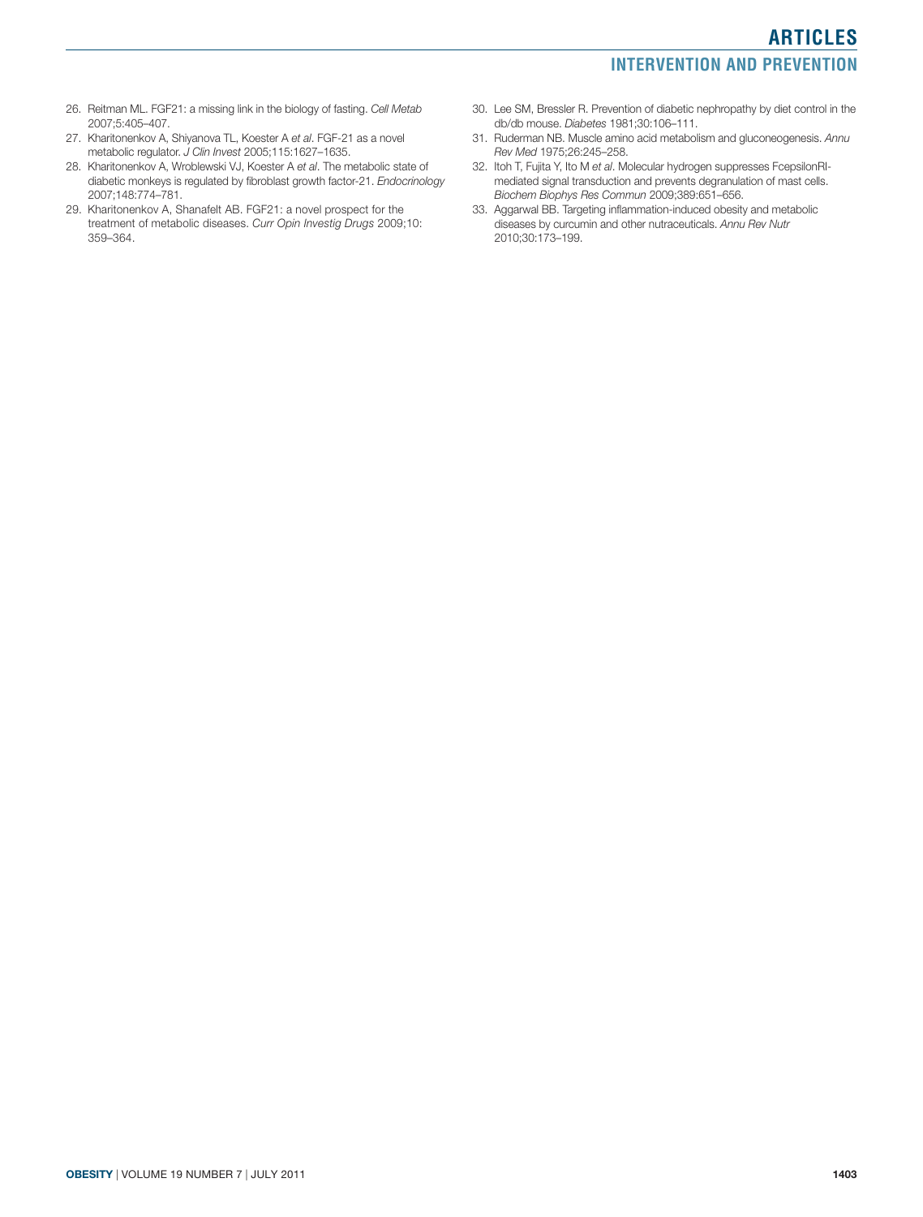26. Reitman ML. FGF21: a missing link in the biology of fasting. *Cell Metab* 2007;5:405–407.
27. Kharitonenkov A, Shiyanova TL, Koester A *et al*. FGF-21 as a novel metabolic regulator. *J Clin Invest* 2005;115:1627–1635.
28. Kharitonenkov A, Wroblewski VJ, Koester A *et al*. The metabolic state of diabetic monkeys is regulated by fibroblast growth factor-21. *Endocrinology* 2007;148:774–781.
29. Kharitonenkov A, Shanafelt AB. FGF21: a novel prospect for the treatment of metabolic diseases. *Curr Opin Investig Drugs* 2009;10: 359–364.
30. Lee SM, Bressler R. Prevention of diabetic nephropathy by diet control in the db/db mouse. *Diabetes* 1981;30:106–111.
31. Ruderman NB. Muscle amino acid metabolism and gluconeogenesis. *Annu Rev Med* 1975;26:245–258.
32. Itoh T, Fujita Y, Ito M *et al*. Molecular hydrogen suppresses FcepsilonRI-mediated signal transduction and prevents degranulation of mast cells. *Biochem Biophys Res Commun* 2009;389:651–656.
33. Aggarwal BB. Targeting inflammation-induced obesity and metabolic diseases by curcumin and other nutraceuticals. *Annu Rev Nutr* 2010;30:173–199.